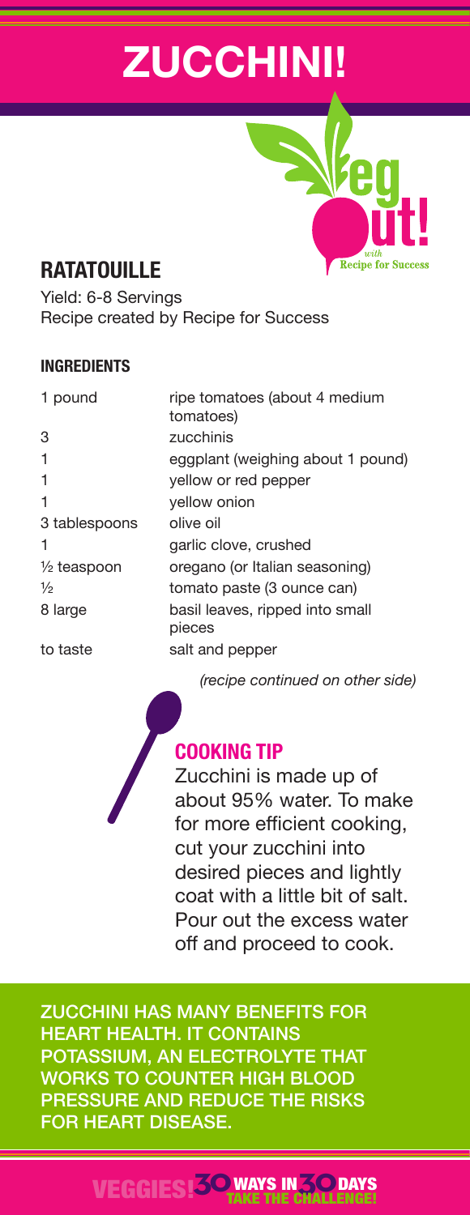# ZUCCHINI!

Veg Out! with Recipe for Success

## RATATOUILLE

Yield: 6-8 Servings
Recipe created by Recipe for Success

### INGREDIENTS

| | |
|---|---|
| 1 pound | ripe tomatoes (about 4 medium tomatoes) |
| 3 | zucchinis |
| 1 | eggplant (weighing about 1 pound) |
| 1 | yellow or red pepper |
| 1 | yellow onion |
| 3 tablespoons | olive oil |
| 1 | garlic clove, crushed |
| ½ teaspoon | oregano (or Italian seasoning) |
| ½ | tomato paste (3 ounce can) |
| 8 large | basil leaves, ripped into small pieces |
| to taste | salt and pepper |

*(recipe continued on other side)*

### COOKING TIP

Zucchini is made up of about 95% water. To make for more efficient cooking, cut your zucchini into desired pieces and lightly coat with a little bit of salt. Pour out the excess water off and proceed to cook.

ZUCCHINI HAS MANY BENEFITS FOR HEART HEALTH. IT CONTAINS POTASSIUM, AN ELECTROLYTE THAT WORKS TO COUNTER HIGH BLOOD PRESSURE AND REDUCE THE RISKS FOR HEART DISEASE.

VEGGIES! 30 WAYS IN 30 DAYS TAKE THE CHALLENGE!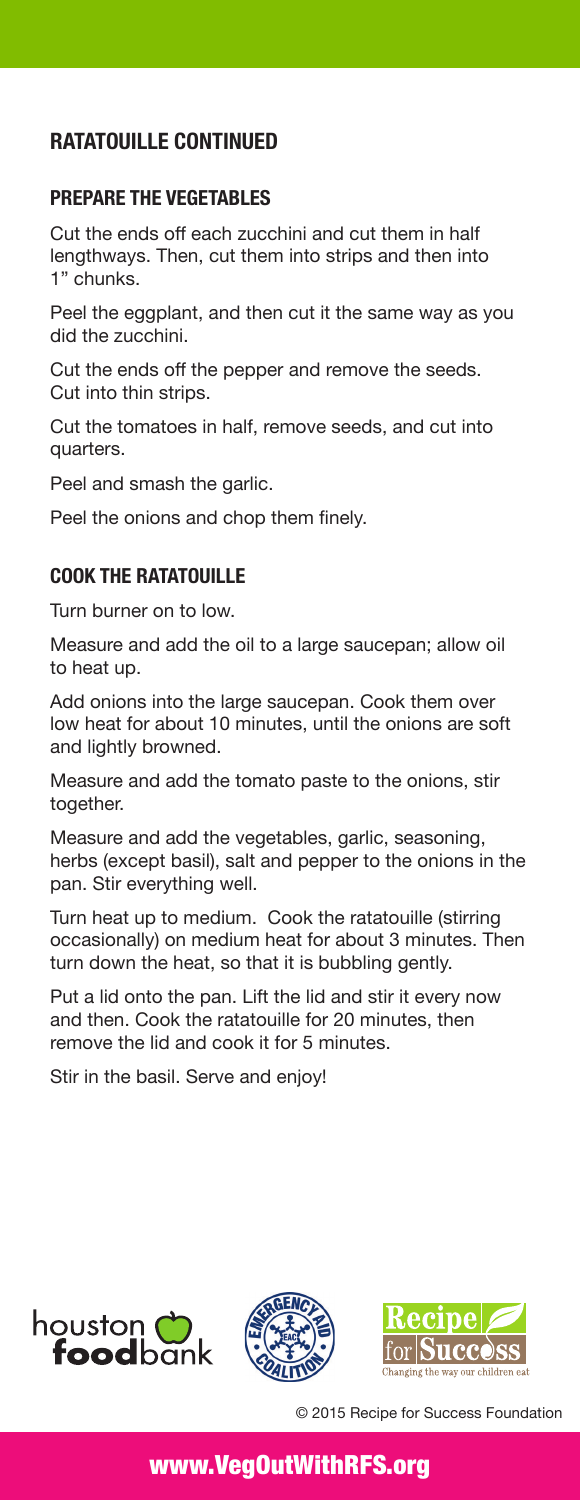## RATATOUILLE CONTINUED

### PREPARE THE VEGETABLES

Cut the ends off each zucchini and cut them in half lengthways. Then, cut them into strips and then into 1" chunks.

Peel the eggplant, and then cut it the same way as you did the zucchini.

Cut the ends off the pepper and remove the seeds. Cut into thin strips.

Cut the tomatoes in half, remove seeds, and cut into quarters.

Peel and smash the garlic.

Peel the onions and chop them finely.

### COOK THE RATATOUILLE

Turn burner on to low.

Measure and add the oil to a large saucepan; allow oil to heat up.

Add onions into the large saucepan. Cook them over low heat for about 10 minutes, until the onions are soft and lightly browned.

Measure and add the tomato paste to the onions, stir together.

Measure and add the vegetables, garlic, seasoning, herbs (except basil), salt and pepper to the onions in the pan. Stir everything well.

Turn heat up to medium. Cook the ratatouille (stirring occasionally) on medium heat for about 3 minutes. Then turn down the heat, so that it is bubbling gently.

Put a lid onto the pan. Lift the lid and stir it every now and then. Cook the ratatouille for 20 minutes, then remove the lid and cook it for 5 minutes.

Stir in the basil. Serve and enjoy!

houston foodbank

Emergency Aid Coalition

Recipe for Success — Changing the way our children eat

© 2015 Recipe for Success Foundation

www.VegOutWithRFS.org